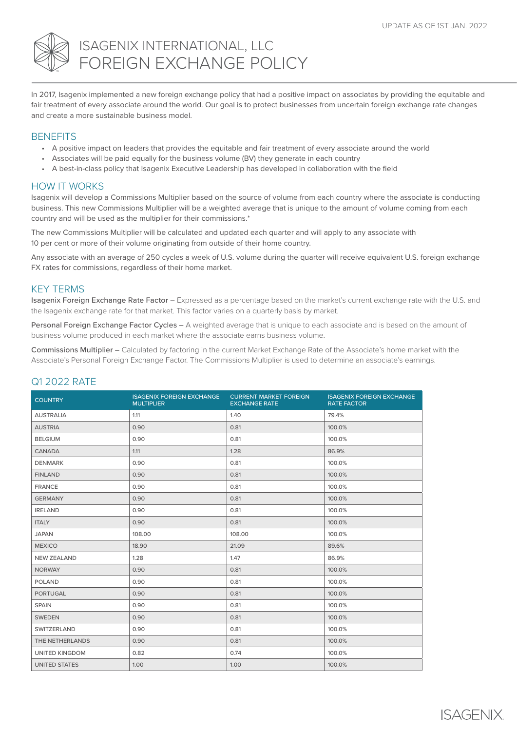UPDATE AS OF 1ST JAN. 2022

# ISAGENIX INTERNATIONAL, LLC
# FOREIGN EXCHANGE POLICY

In 2017, Isagenix implemented a new foreign exchange policy that had a positive impact on associates by providing the equitable and fair treatment of every associate around the world. Our goal is to protect businesses from uncertain foreign exchange rate changes and create a more sustainable business model.

## BENEFITS

- A positive impact on leaders that provides the equitable and fair treatment of every associate around the world
- Associates will be paid equally for the business volume (BV) they generate in each country
- A best-in-class policy that Isagenix Executive Leadership has developed in collaboration with the field

## HOW IT WORKS

Isagenix will develop a Commissions Multiplier based on the source of volume from each country where the associate is conducting business. This new Commissions Multiplier will be a weighted average that is unique to the amount of volume coming from each country and will be used as the multiplier for their commissions.*

The new Commissions Multiplier will be calculated and updated each quarter and will apply to any associate with 10 per cent or more of their volume originating from outside of their home country.

Any associate with an average of 250 cycles a week of U.S. volume during the quarter will receive equivalent U.S. foreign exchange FX rates for commissions, regardless of their home market.

## KEY TERMS

Isagenix Foreign Exchange Rate Factor – Expressed as a percentage based on the market's current exchange rate with the U.S. and the Isagenix exchange rate for that market. This factor varies on a quarterly basis by market.

Personal Foreign Exchange Factor Cycles – A weighted average that is unique to each associate and is based on the amount of business volume produced in each market where the associate earns business volume.

Commissions Multiplier – Calculated by factoring in the current Market Exchange Rate of the Associate's home market with the Associate's Personal Foreign Exchange Factor. The Commissions Multiplier is used to determine an associate's earnings.

## Q1 2022 RATE

| COUNTRY | ISAGENIX FOREIGN EXCHANGE MULTIPLIER | CURRENT MARKET FOREIGN EXCHANGE RATE | ISAGENIX FOREIGN EXCHANGE RATE FACTOR |
|---|---|---|---|
| AUSTRALIA | 1.11 | 1.40 | 79.4% |
| AUSTRIA | 0.90 | 0.81 | 100.0% |
| BELGIUM | 0.90 | 0.81 | 100.0% |
| CANADA | 1.11 | 1.28 | 86.9% |
| DENMARK | 0.90 | 0.81 | 100.0% |
| FINLAND | 0.90 | 0.81 | 100.0% |
| FRANCE | 0.90 | 0.81 | 100.0% |
| GERMANY | 0.90 | 0.81 | 100.0% |
| IRELAND | 0.90 | 0.81 | 100.0% |
| ITALY | 0.90 | 0.81 | 100.0% |
| JAPAN | 108.00 | 108.00 | 100.0% |
| MEXICO | 18.90 | 21.09 | 89.6% |
| NEW ZEALAND | 1.28 | 1.47 | 86.9% |
| NORWAY | 0.90 | 0.81 | 100.0% |
| POLAND | 0.90 | 0.81 | 100.0% |
| PORTUGAL | 0.90 | 0.81 | 100.0% |
| SPAIN | 0.90 | 0.81 | 100.0% |
| SWEDEN | 0.90 | 0.81 | 100.0% |
| SWITZERLAND | 0.90 | 0.81 | 100.0% |
| THE NETHERLANDS | 0.90 | 0.81 | 100.0% |
| UNITED KINGDOM | 0.82 | 0.74 | 100.0% |
| UNITED STATES | 1.00 | 1.00 | 100.0% |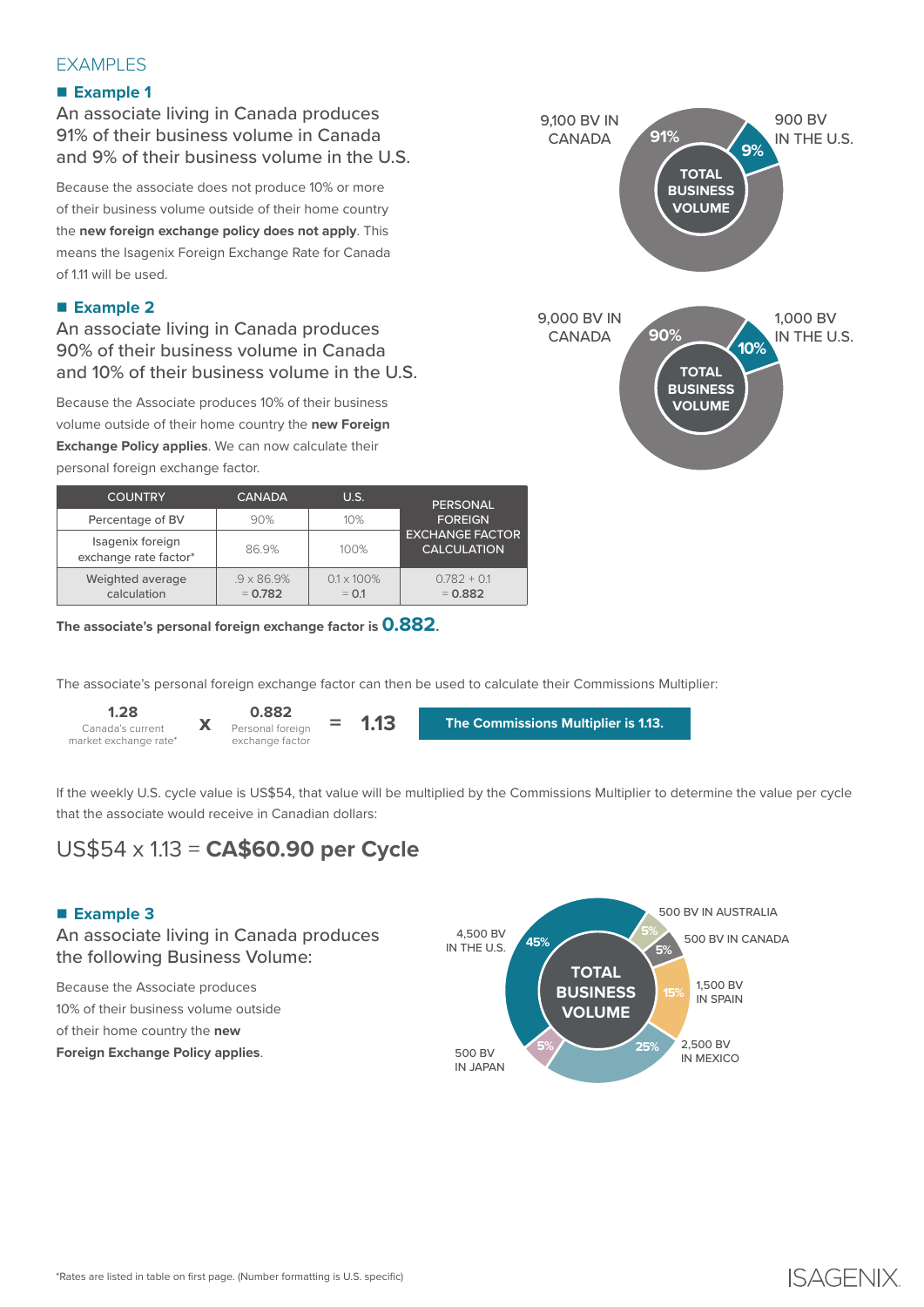## EXAMPLES

### Example 1

An associate living in Canada produces 91% of their business volume in Canada and 9% of their business volume in the U.S.

Because the associate does not produce 10% or more of their business volume outside of their home country the **new foreign exchange policy does not apply**. This means the Isagenix Foreign Exchange Rate for Canada of 1.11 will be used.

9,100 BV IN CANADA — 91%
900 BV IN THE U.S. — 9%
TOTAL BUSINESS VOLUME

### Example 2

An associate living in Canada produces 90% of their business volume in Canada and 10% of their business volume in the U.S.

Because the Associate produces 10% of their business volume outside of their home country the **new Foreign Exchange Policy applies**. We can now calculate their personal foreign exchange factor.

9,000 BV IN CANADA — 90%
1,000 BV IN THE U.S. — 10%
TOTAL BUSINESS VOLUME

| COUNTRY | CANADA | U.S. | PERSONAL FOREIGN EXCHANGE FACTOR CALCULATION |
|---|---|---|---|
| Percentage of BV | 90% | 10% | |
| Isagenix foreign exchange rate factor* | 86.9% | 100% | |
| Weighted average calculation | .9 x 86.9% = **0.782** | 0.1 x 100% = **0.1** | 0.782 + 0.1 = **0.882** |

**The associate's personal foreign exchange factor is 0.882.**

The associate's personal foreign exchange factor can then be used to calculate their Commissions Multiplier:

**1.28** (Canada's current market exchange rate*) **x** **0.882** (Personal foreign exchange factor) **= 1.13**

**The Commissions Multiplier is 1.13.**

If the weekly U.S. cycle value is US$54, that value will be multiplied by the Commissions Multiplier to determine the value per cycle that the associate would receive in Canadian dollars:

US$54 x 1.13 = **CA$60.90 per Cycle**

### Example 3

An associate living in Canada produces the following Business Volume:

Because the Associate produces 10% of their business volume outside of their home country the **new Foreign Exchange Policy applies**.

TOTAL BUSINESS VOLUME

- 4,500 BV IN THE U.S. — 45%
- 500 BV IN AUSTRALIA — 5%
- 500 BV IN CANADA — 5%
- 1,500 BV IN SPAIN — 15%
- 2,500 BV IN MEXICO — 25%
- 500 BV IN JAPAN — 5%

*Rates are listed in table on first page. (Number formatting is U.S. specific)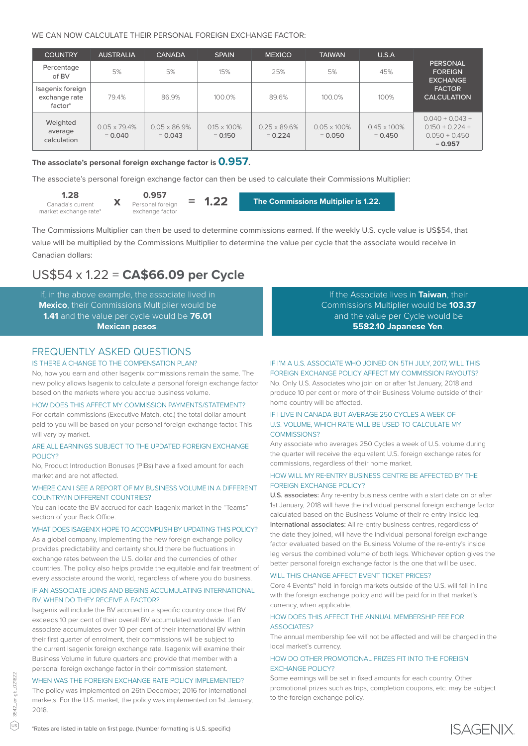WE CAN NOW CALCULATE THEIR PERSONAL FOREIGN EXCHANGE FACTOR:

| COUNTRY | AUSTRALIA | CANADA | SPAIN | MEXICO | TAIWAN | U.S.A | PERSONAL FOREIGN EXCHANGE FACTOR CALCULATION |
|---|---|---|---|---|---|---|---|
| Percentage of BV | 5% | 5% | 15% | 25% | 5% | 45% | |
| Isagenix foreign exchange rate factor* | 79.4% | 86.9% | 100.0% | 89.6% | 100.0% | 100% | |
| Weighted average calculation | 0.05 x 79.4% = **0.040** | 0.05 x 86.9% = **0.043** | 0.15 x 100% = **0.150** | 0.25 x 89.6% = **0.224** | 0.05 x 100% = **0.050** | 0.45 x 100% = **0.450** | 0.040 + 0.043 + 0.150 + 0.224 + 0.050 + 0.450 = **0.957** |

**The associate's personal foreign exchange factor is 0.957.**

The associate's personal foreign exchange factor can then be used to calculate their Commissions Multiplier:

**1.28** (Canada's current market exchange rate*) x **0.957** (Personal foreign exchange factor) = **1.22**

**The Commissions Multiplier is 1.22.**

The Commissions Multiplier can then be used to determine commissions earned. If the weekly U.S. cycle value is US$54, that value will be multiplied by the Commissions Multiplier to determine the value per cycle that the associate would receive in Canadian dollars:

## US$54 x 1.22 = **CA$66.09 per Cycle**

If, in the above example, the associate lived in **Mexico**, their Commissions Multiplier would be **1.41** and the value per cycle would be **76.01 Mexican pesos**.

If the Associate lives in **Taiwan**, their Commissions Multiplier would be **103.37** and the value per Cycle would be **5582.10 Japanese Yen**.

## FREQUENTLY ASKED QUESTIONS

### IS THERE A CHANGE TO THE COMPENSATION PLAN?

No, how you earn and other Isagenix commissions remain the same. The new policy allows Isagenix to calculate a personal foreign exchange factor based on the markets where you accrue business volume.

### HOW DOES THIS AFFECT MY COMMISSION PAYMENTS/STATEMENT?

For certain commissions (Executive Match, etc.) the total dollar amount paid to you will be based on your personal foreign exchange factor. This will vary by market.

### ARE ALL EARNINGS SUBJECT TO THE UPDATED FOREIGN EXCHANGE POLICY?

No, Product Introduction Bonuses (PIBs) have a fixed amount for each market and are not affected.

### WHERE CAN I SEE A REPORT OF MY BUSINESS VOLUME IN A DIFFERENT COUNTRY/IN DIFFERENT COUNTRIES?

You can locate the BV accrued for each Isagenix market in the "Teams" section of your Back Office.

### WHAT DOES ISAGENIX HOPE TO ACCOMPLISH BY UPDATING THIS POLICY?

As a global company, implementing the new foreign exchange policy provides predictability and certainty should there be fluctuations in exchange rates between the U.S. dollar and the currencies of other countries. The policy also helps provide the equitable and fair treatment of every associate around the world, regardless of where you do business.

### IF AN ASSOCIATE JOINS AND BEGINS ACCUMULATING INTERNATIONAL BV, WHEN DO THEY RECEIVE A FACTOR?

Isagenix will include the BV accrued in a specific country once that BV exceeds 10 per cent of their overall BV accumulated worldwide. If an associate accumulates over 10 per cent of their international BV within their first quarter of enrolment, their commissions will be subject to the current Isagenix foreign exchange rate. Isagenix will examine their Business Volume in future quarters and provide that member with a personal foreign exchange factor in their commission statement.

### WHEN WAS THE FOREIGN EXCHANGE RATE POLICY IMPLEMENTED?

The policy was implemented on 26th December, 2016 for international markets. For the U.S. market, the policy was implemented on 1st January, 2018.

### IF I'M A U.S. ASSOCIATE WHO JOINED ON 5TH JULY, 2017, WILL THIS FOREIGN EXCHANGE POLICY AFFECT MY COMMISSION PAYOUTS?

No. Only U.S. Associates who join on or after 1st January, 2018 and produce 10 per cent or more of their Business Volume outside of their home country will be affected.

### IF I LIVE IN CANADA BUT AVERAGE 250 CYCLES A WEEK OF U.S. VOLUME, WHICH RATE WILL BE USED TO CALCULATE MY COMMISSIONS?

Any associate who averages 250 Cycles a week of U.S. volume during the quarter will receive the equivalent U.S. foreign exchange rates for commissions, regardless of their home market.

### HOW WILL MY RE-ENTRY BUSINESS CENTRE BE AFFECTED BY THE FOREIGN EXCHANGE POLICY?

**U.S. associates:** Any re-entry business centre with a start date on or after 1st January, 2018 will have the individual personal foreign exchange factor calculated based on the Business Volume of their re-entry inside leg.
**International associates:** All re-entry business centres, regardless of the date they joined, will have the individual personal foreign exchange factor evaluated based on the Business Volume of the re-entry's inside leg versus the combined volume of both legs. Whichever option gives the better personal foreign exchange factor is the one that will be used.

### WILL THIS CHANGE AFFECT EVENT TICKET PRICES?

Core 4 Events™ held in foreign markets outside of the U.S. will fall in line with the foreign exchange policy and will be paid for in that market's currency, when applicable.

### HOW DOES THIS AFFECT THE ANNUAL MEMBERSHIP FEE FOR ASSOCIATES?

The annual membership fee will not be affected and will be charged in the local market's currency.

### HOW DO OTHER PROMOTIONAL PRIZES FIT INTO THE FOREIGN EXCHANGE POLICY?

Some earnings will be set in fixed amounts for each country. Other promotional prizes such as trips, completion coupons, etc. may be subject to the foreign exchange policy.

*Rates are listed in table on first page. (Number formatting is U.S. specific)